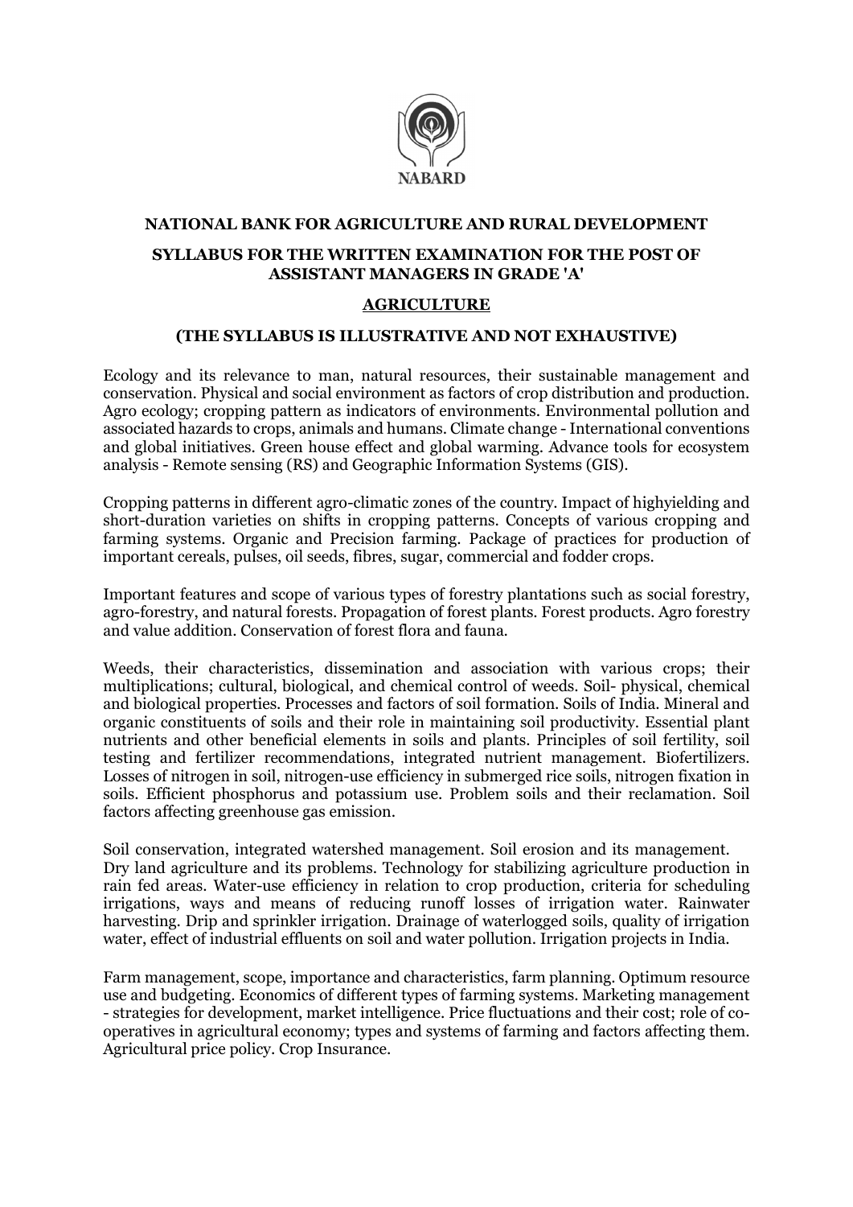NABARD

**NATIONAL BANK FOR AGRICULTURE AND RURAL DEVELOPMENT**

**SYLLABUS FOR THE WRITTEN EXAMINATION FOR THE POST OF ASSISTANT MANAGERS IN GRADE 'A'**

**AGRICULTURE**

**(THE SYLLABUS IS ILLUSTRATIVE AND NOT EXHAUSTIVE)**

Ecology and its relevance to man, natural resources, their sustainable management and conservation. Physical and social environment as factors of crop distribution and production. Agro ecology; cropping pattern as indicators of environments. Environmental pollution and associated hazards to crops, animals and humans. Climate change - International conventions and global initiatives. Green house effect and global warming. Advance tools for ecosystem analysis - Remote sensing (RS) and Geographic Information Systems (GIS).

Cropping patterns in different agro-climatic zones of the country. Impact of highyielding and short-duration varieties on shifts in cropping patterns. Concepts of various cropping and farming systems. Organic and Precision farming. Package of practices for production of important cereals, pulses, oil seeds, fibres, sugar, commercial and fodder crops.

Important features and scope of various types of forestry plantations such as social forestry, agro-forestry, and natural forests. Propagation of forest plants. Forest products. Agro forestry and value addition. Conservation of forest flora and fauna.

Weeds, their characteristics, dissemination and association with various crops; their multiplications; cultural, biological, and chemical control of weeds. Soil- physical, chemical and biological properties. Processes and factors of soil formation. Soils of India. Mineral and organic constituents of soils and their role in maintaining soil productivity. Essential plant nutrients and other beneficial elements in soils and plants. Principles of soil fertility, soil testing and fertilizer recommendations, integrated nutrient management. Biofertilizers. Losses of nitrogen in soil, nitrogen-use efficiency in submerged rice soils, nitrogen fixation in soils. Efficient phosphorus and potassium use. Problem soils and their reclamation. Soil factors affecting greenhouse gas emission.

Soil conservation, integrated watershed management. Soil erosion and its management. Dry land agriculture and its problems. Technology for stabilizing agriculture production in rain fed areas. Water-use efficiency in relation to crop production, criteria for scheduling irrigations, ways and means of reducing runoff losses of irrigation water. Rainwater harvesting. Drip and sprinkler irrigation. Drainage of waterlogged soils, quality of irrigation water, effect of industrial effluents on soil and water pollution. Irrigation projects in India.

Farm management, scope, importance and characteristics, farm planning. Optimum resource use and budgeting. Economics of different types of farming systems. Marketing management - strategies for development, market intelligence. Price fluctuations and their cost; role of co-operatives in agricultural economy; types and systems of farming and factors affecting them. Agricultural price policy. Crop Insurance.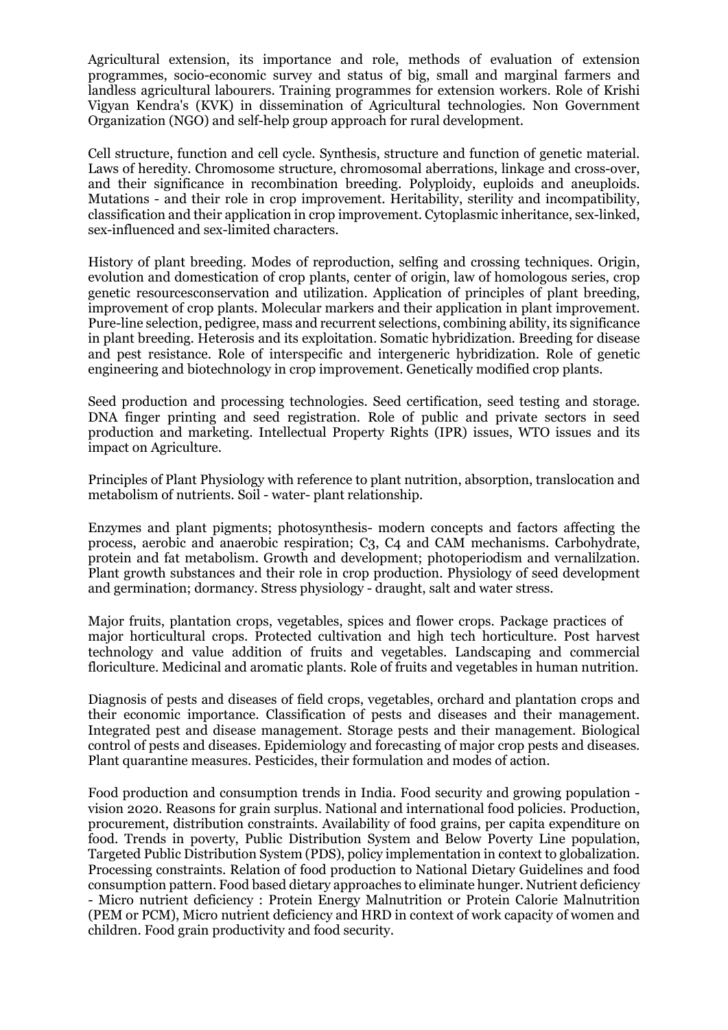Agricultural extension, its importance and role, methods of evaluation of extension programmes, socio-economic survey and status of big, small and marginal farmers and landless agricultural labourers. Training programmes for extension workers. Role of Krishi Vigyan Kendra's (KVK) in dissemination of Agricultural technologies. Non Government Organization (NGO) and self-help group approach for rural development.

Cell structure, function and cell cycle. Synthesis, structure and function of genetic material. Laws of heredity. Chromosome structure, chromosomal aberrations, linkage and cross-over, and their significance in recombination breeding. Polyploidy, euploids and aneuploids. Mutations - and their role in crop improvement. Heritability, sterility and incompatibility, classification and their application in crop improvement. Cytoplasmic inheritance, sex-linked, sex-influenced and sex-limited characters.

History of plant breeding. Modes of reproduction, selfing and crossing techniques. Origin, evolution and domestication of crop plants, center of origin, law of homologous series, crop genetic resourcesconservation and utilization. Application of principles of plant breeding, improvement of crop plants. Molecular markers and their application in plant improvement. Pure-line selection, pedigree, mass and recurrent selections, combining ability, its significance in plant breeding. Heterosis and its exploitation. Somatic hybridization. Breeding for disease and pest resistance. Role of interspecific and intergeneric hybridization. Role of genetic engineering and biotechnology in crop improvement. Genetically modified crop plants.

Seed production and processing technologies. Seed certification, seed testing and storage. DNA finger printing and seed registration. Role of public and private sectors in seed production and marketing. Intellectual Property Rights (IPR) issues, WTO issues and its impact on Agriculture.

Principles of Plant Physiology with reference to plant nutrition, absorption, translocation and metabolism of nutrients. Soil - water- plant relationship.

Enzymes and plant pigments; photosynthesis- modern concepts and factors affecting the process, aerobic and anaerobic respiration; C3, C4 and CAM mechanisms. Carbohydrate, protein and fat metabolism. Growth and development; photoperiodism and vernalilzation. Plant growth substances and their role in crop production. Physiology of seed development and germination; dormancy. Stress physiology - draught, salt and water stress.

Major fruits, plantation crops, vegetables, spices and flower crops. Package practices of major horticultural crops. Protected cultivation and high tech horticulture. Post harvest technology and value addition of fruits and vegetables. Landscaping and commercial floriculture. Medicinal and aromatic plants. Role of fruits and vegetables in human nutrition.

Diagnosis of pests and diseases of field crops, vegetables, orchard and plantation crops and their economic importance. Classification of pests and diseases and their management. Integrated pest and disease management. Storage pests and their management. Biological control of pests and diseases. Epidemiology and forecasting of major crop pests and diseases. Plant quarantine measures. Pesticides, their formulation and modes of action.

Food production and consumption trends in India. Food security and growing population - vision 2020. Reasons for grain surplus. National and international food policies. Production, procurement, distribution constraints. Availability of food grains, per capita expenditure on food. Trends in poverty, Public Distribution System and Below Poverty Line population, Targeted Public Distribution System (PDS), policy implementation in context to globalization. Processing constraints. Relation of food production to National Dietary Guidelines and food consumption pattern. Food based dietary approaches to eliminate hunger. Nutrient deficiency - Micro nutrient deficiency : Protein Energy Malnutrition or Protein Calorie Malnutrition (PEM or PCM), Micro nutrient deficiency and HRD in context of work capacity of women and children. Food grain productivity and food security.